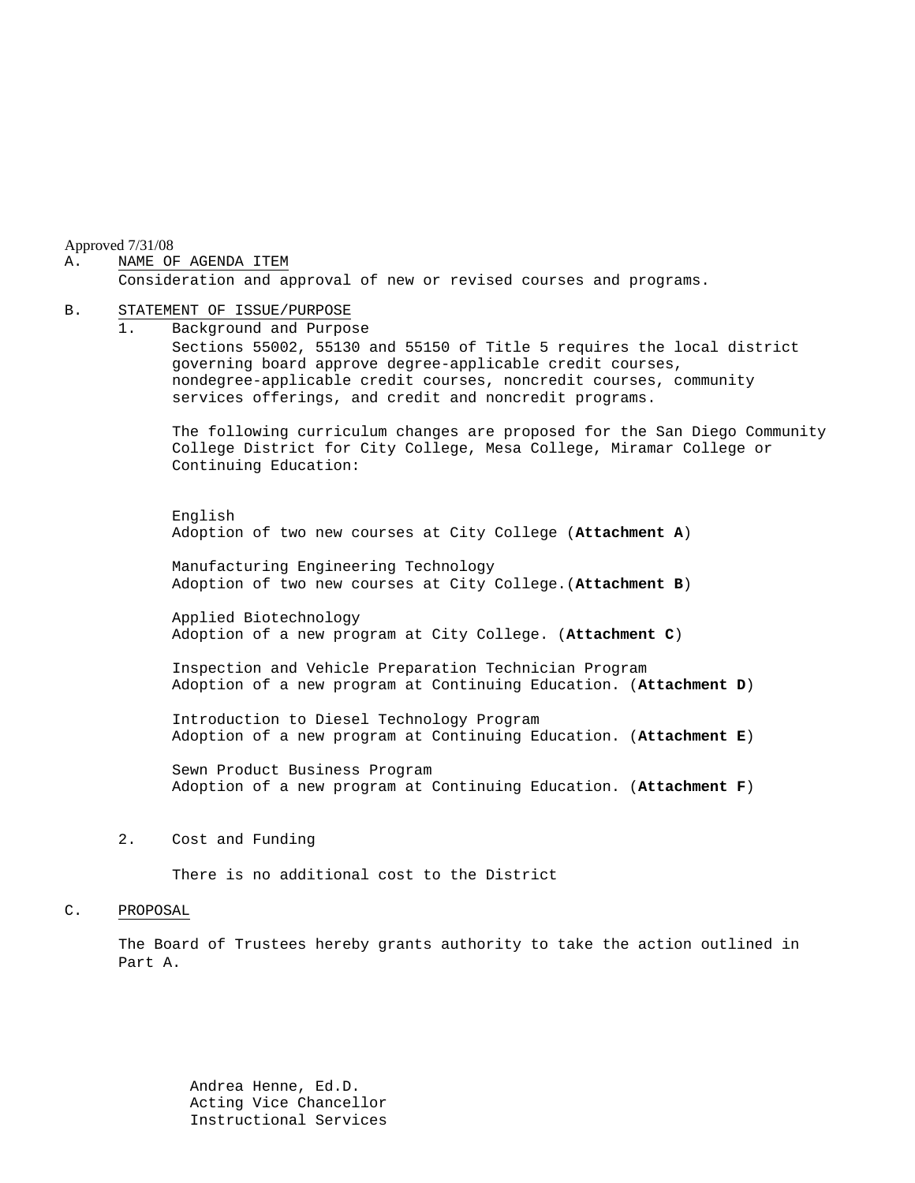Approved 7/31/08

A. NAME OF AGENDA ITEM

Consideration and approval of new or revised courses and programs.

B. STATEMENT OF ISSUE/PURPOSE

1. Background and Purpose

Sections 55002, 55130 and 55150 of Title 5 requires the local district governing board approve degree-applicable credit courses, nondegree-applicable credit courses, noncredit courses, community services offerings, and credit and noncredit programs.

The following curriculum changes are proposed for the San Diego Community College District for City College, Mesa College, Miramar College or Continuing Education:

English
Adoption of two new courses at City College (**Attachment A**)

Manufacturing Engineering Technology
Adoption of two new courses at City College.(**Attachment B**)

Applied Biotechnology
Adoption of a new program at City College. (**Attachment C**)

Inspection and Vehicle Preparation Technician Program
Adoption of a new program at Continuing Education. (**Attachment D**)

Introduction to Diesel Technology Program
Adoption of a new program at Continuing Education. (**Attachment E**)

Sewn Product Business Program
Adoption of a new program at Continuing Education. (**Attachment F**)

2. Cost and Funding

There is no additional cost to the District

C. PROPOSAL

The Board of Trustees hereby grants authority to take the action outlined in Part A.

Andrea Henne, Ed.D.
Acting Vice Chancellor
Instructional Services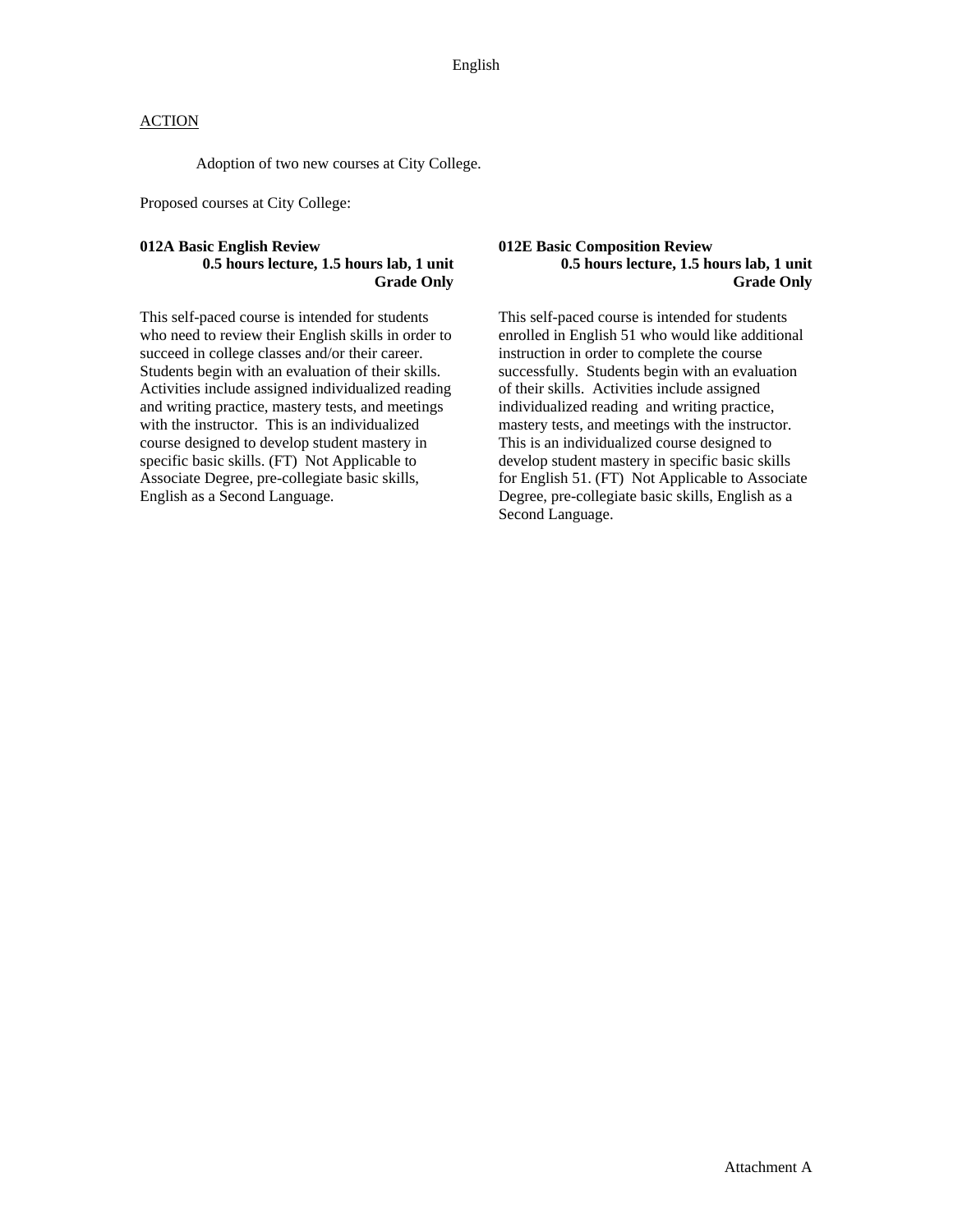# English

<u>ACTION</u>

Adoption of two new courses at City College.

Proposed courses at City College:

**012A Basic English Review**
**0.5 hours lecture, 1.5 hours lab, 1 unit**
**Grade Only**

This self-paced course is intended for students who need to review their English skills in order to succeed in college classes and/or their career. Students begin with an evaluation of their skills. Activities include assigned individualized reading and writing practice, mastery tests, and meetings with the instructor. This is an individualized course designed to develop student mastery in specific basic skills. (FT) Not Applicable to Associate Degree, pre-collegiate basic skills, English as a Second Language.

**012E Basic Composition Review**
**0.5 hours lecture, 1.5 hours lab, 1 unit**
**Grade Only**

This self-paced course is intended for students enrolled in English 51 who would like additional instruction in order to complete the course successfully. Students begin with an evaluation of their skills. Activities include assigned individualized reading and writing practice, mastery tests, and meetings with the instructor. This is an individualized course designed to develop student mastery in specific basic skills for English 51. (FT) Not Applicable to Associate Degree, pre-collegiate basic skills, English as a Second Language.

Attachment A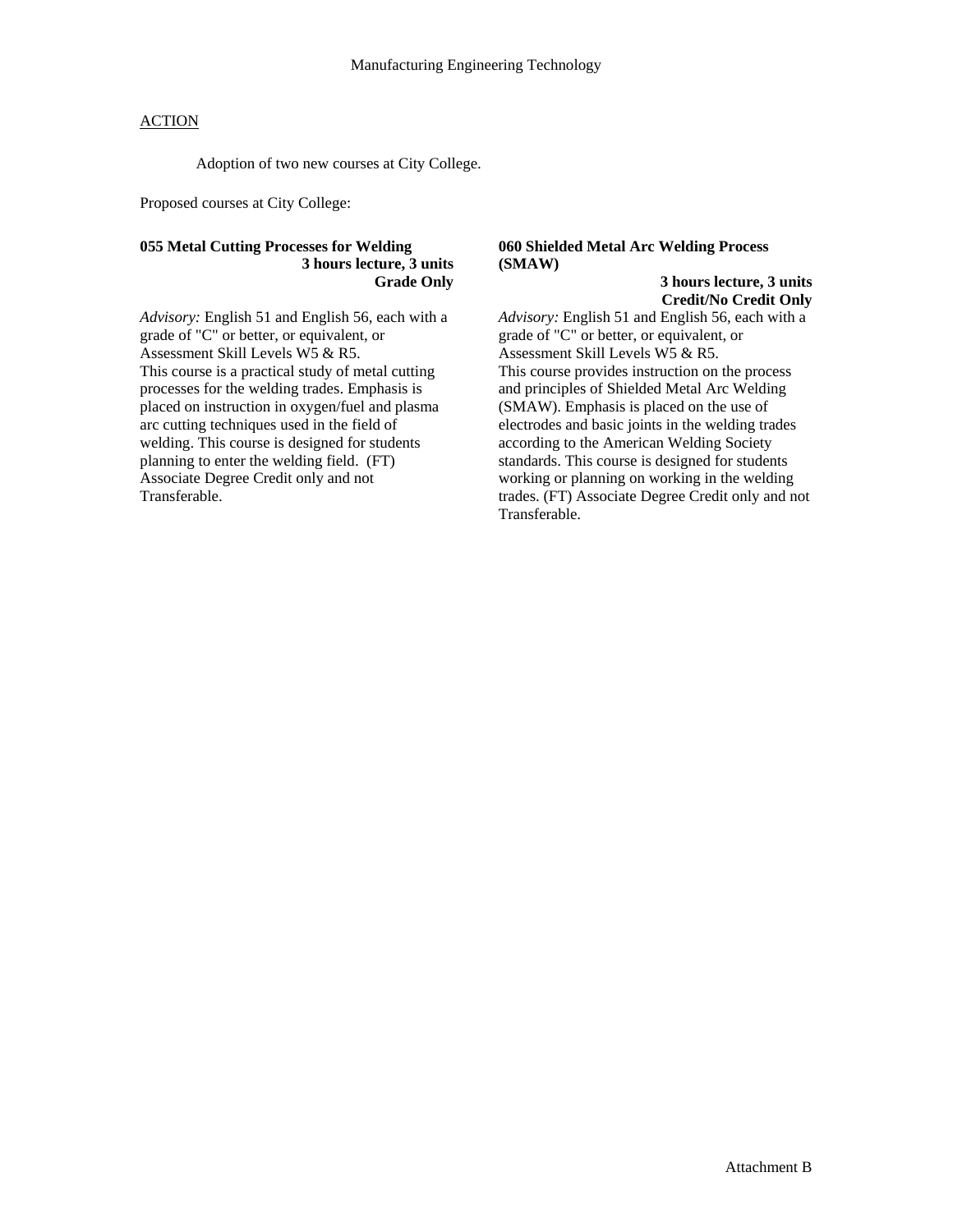Manufacturing Engineering Technology

ACTION

Adoption of two new courses at City College.

Proposed courses at City College:

**055 Metal Cutting Processes for Welding**
**3 hours lecture, 3 units**
**Grade Only**

*Advisory:* English 51 and English 56, each with a grade of "C" or better, or equivalent, or Assessment Skill Levels W5 & R5.
This course is a practical study of metal cutting processes for the welding trades. Emphasis is placed on instruction in oxygen/fuel and plasma arc cutting techniques used in the field of welding. This course is designed for students planning to enter the welding field. (FT) Associate Degree Credit only and not Transferable.

**060 Shielded Metal Arc Welding Process (SMAW)**
**3 hours lecture, 3 units**
**Credit/No Credit Only**

*Advisory:* English 51 and English 56, each with a grade of "C" or better, or equivalent, or Assessment Skill Levels W5 & R5.
This course provides instruction on the process and principles of Shielded Metal Arc Welding (SMAW). Emphasis is placed on the use of electrodes and basic joints in the welding trades according to the American Welding Society standards. This course is designed for students working or planning on working in the welding trades. (FT) Associate Degree Credit only and not Transferable.

Attachment B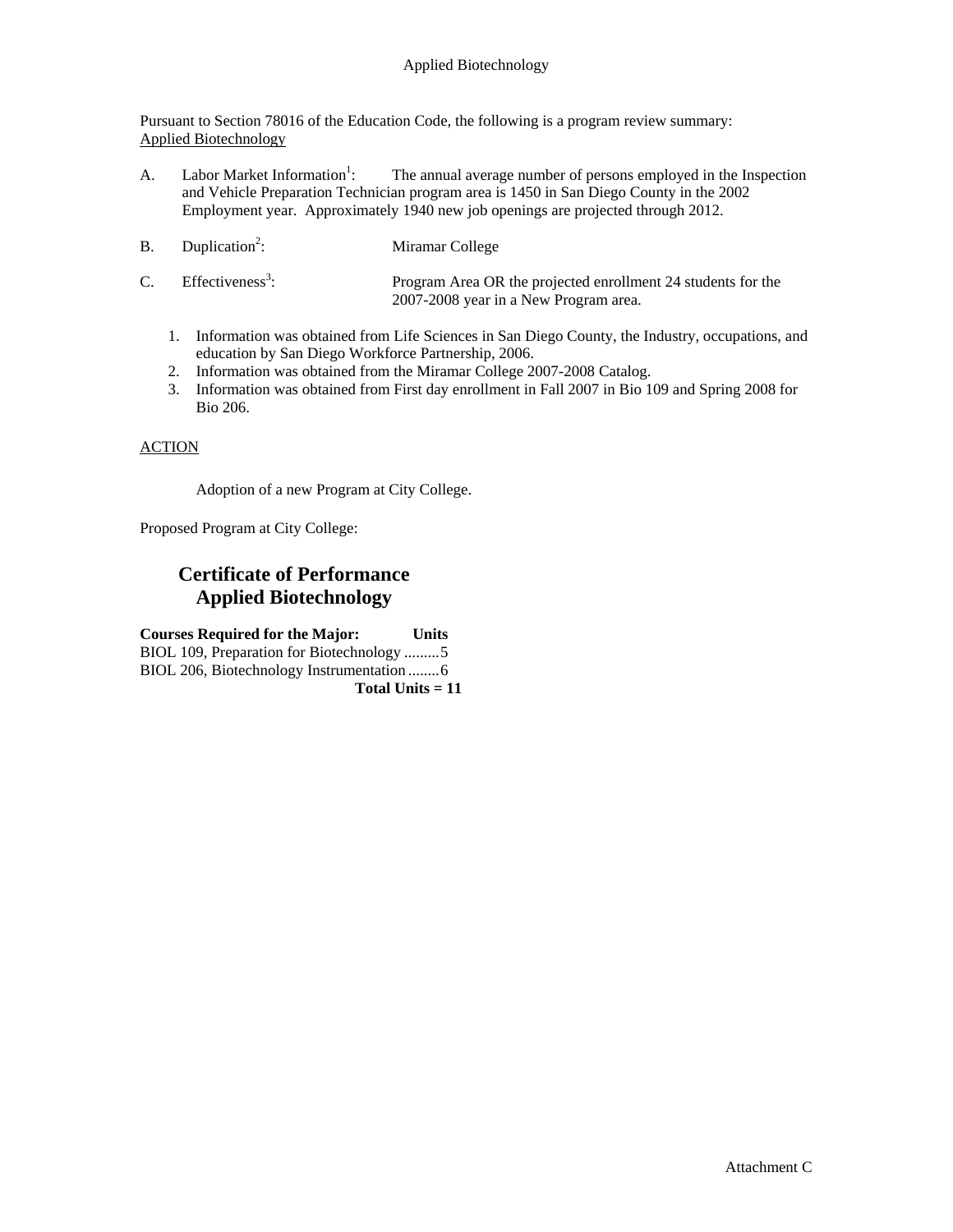# Applied Biotechnology

Pursuant to Section 78016 of the Education Code, the following is a program review summary:
Applied Biotechnology

A. Labor Market Information[1]: The annual average number of persons employed in the Inspection and Vehicle Preparation Technician program area is 1450 in San Diego County in the 2002 Employment year. Approximately 1940 new job openings are projected through 2012.

B. Duplication[2]: Miramar College

C. Effectiveness[3]: Program Area OR the projected enrollment 24 students for the 2007-2008 year in a New Program area.

1. Information was obtained from Life Sciences in San Diego County, the Industry, occupations, and education by San Diego Workforce Partnership, 2006.
2. Information was obtained from the Miramar College 2007-2008 Catalog.
3. Information was obtained from First day enrollment in Fall 2007 in Bio 109 and Spring 2008 for Bio 206.

ACTION

Adoption of a new Program at City College.

Proposed Program at City College:

## Certificate of Performance
## Applied Biotechnology

| Courses Required for the Major: | Units |
|---|---|
| BIOL 109, Preparation for Biotechnology | 5 |
| BIOL 206, Biotechnology Instrumentation | 6 |
| **Total Units = 11** | |

Attachment C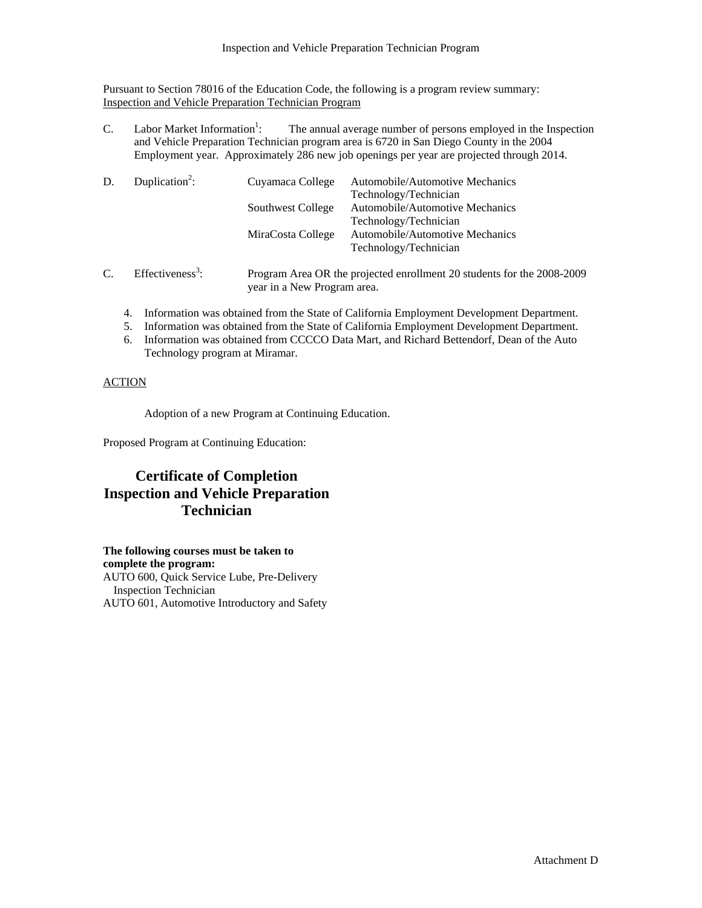Pursuant to Section 78016 of the Education Code, the following is a program review summary:
Inspection and Vehicle Preparation Technician Program

C. Labor Market Information[1]: The annual average number of persons employed in the Inspection and Vehicle Preparation Technician program area is 6720 in San Diego County in the 2004 Employment year. Approximately 286 new job openings per year are projected through 2014.

D. Duplication[2]:

| | |
|---|---|
| Cuyamaca College | Automobile/Automotive Mechanics Technology/Technician |
| Southwest College | Automobile/Automotive Mechanics Technology/Technician |
| MiraCosta College | Automobile/Automotive Mechanics Technology/Technician |

C. Effectiveness[3]: Program Area OR the projected enrollment 20 students for the 2008-2009 year in a New Program area.

4. Information was obtained from the State of California Employment Development Department.
5. Information was obtained from the State of California Employment Development Department.
6. Information was obtained from CCCCO Data Mart, and Richard Bettendorf, Dean of the Auto Technology program at Miramar.

ACTION

Adoption of a new Program at Continuing Education.

Proposed Program at Continuing Education:

## Certificate of Completion Inspection and Vehicle Preparation Technician

**The following courses must be taken to complete the program:**

AUTO 600, Quick Service Lube, Pre-Delivery Inspection Technician
AUTO 601, Automotive Introductory and Safety

Attachment D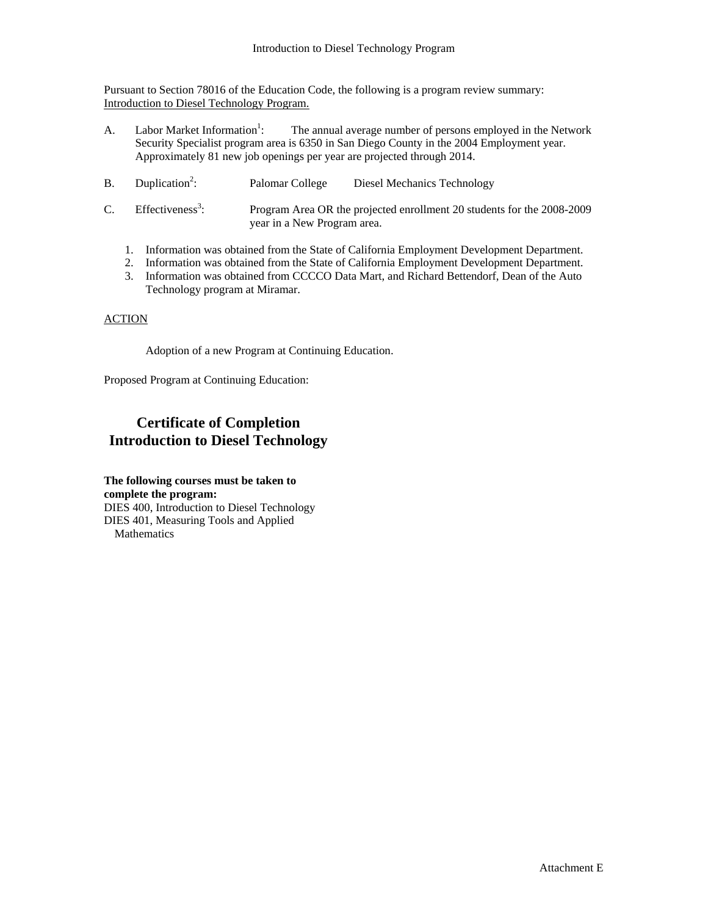Introduction to Diesel Technology Program

Pursuant to Section 78016 of the Education Code, the following is a program review summary: Introduction to Diesel Technology Program.

A. Labor Market Information[1]: The annual average number of persons employed in the Network Security Specialist program area is 6350 in San Diego County in the 2004 Employment year. Approximately 81 new job openings per year are projected through 2014.

B. Duplication[2]: Palomar College Diesel Mechanics Technology

C. Effectiveness[3]: Program Area OR the projected enrollment 20 students for the 2008-2009 year in a New Program area.

1. Information was obtained from the State of California Employment Development Department.
2. Information was obtained from the State of California Employment Development Department.
3. Information was obtained from CCCCO Data Mart, and Richard Bettendorf, Dean of the Auto Technology program at Miramar.

ACTION

Adoption of a new Program at Continuing Education.

Proposed Program at Continuing Education:

## Certificate of Completion
## Introduction to Diesel Technology

**The following courses must be taken to complete the program:**

DIES 400, Introduction to Diesel Technology
DIES 401, Measuring Tools and Applied Mathematics

Attachment E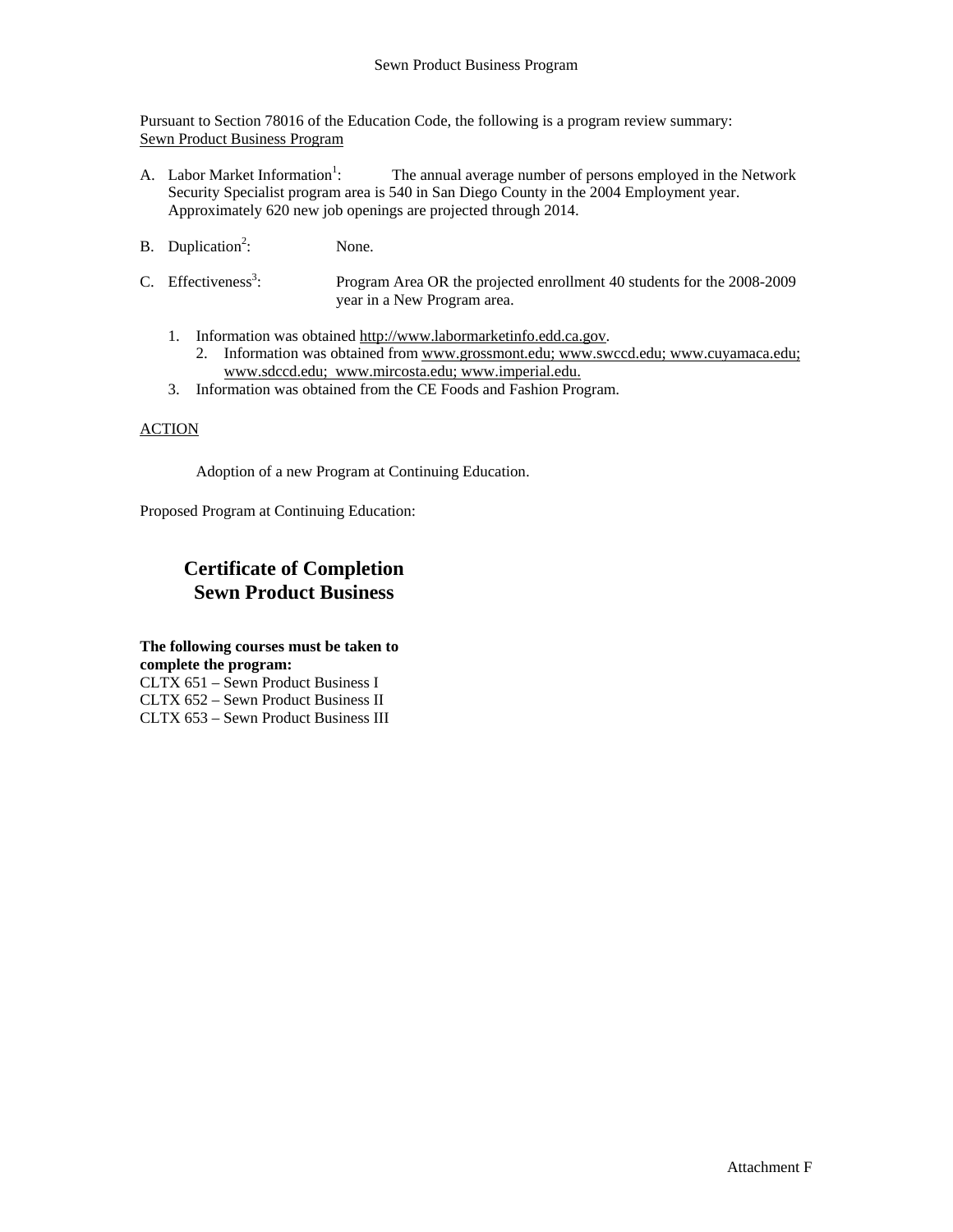Pursuant to Section 78016 of the Education Code, the following is a program review summary:
Sewn Product Business Program

A. Labor Market Information[1]: The annual average number of persons employed in the Network Security Specialist program area is 540 in San Diego County in the 2004 Employment year. Approximately 620 new job openings are projected through 2014.

B. Duplication[2]: None.

C. Effectiveness[3]: Program Area OR the projected enrollment 40 students for the 2008-2009 year in a New Program area.

1. Information was obtained http://www.labormarketinfo.edd.ca.gov.
2. Information was obtained from www.grossmont.edu; www.swccd.edu; www.cuyamaca.edu; www.sdccd.edu; www.mircosta.edu; www.imperial.edu.
3. Information was obtained from the CE Foods and Fashion Program.

ACTION

Adoption of a new Program at Continuing Education.

Proposed Program at Continuing Education:

## Certificate of Completion
## Sewn Product Business

**The following courses must be taken to complete the program:**

CLTX 651 – Sewn Product Business I
CLTX 652 – Sewn Product Business II
CLTX 653 – Sewn Product Business III

Attachment F